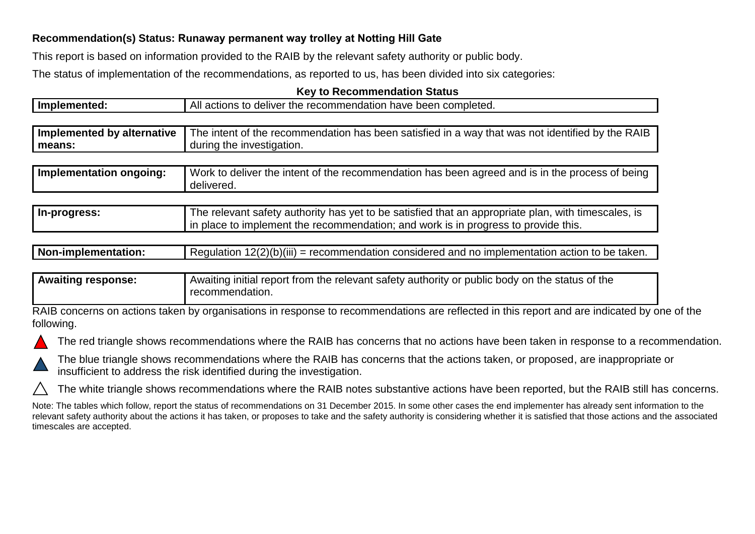**Recommendation(s) Status: Runaway permanent way trolley at Notting Hill Gate**

This report is based on information provided to the RAIB by the relevant safety authority or public body.

The status of implementation of the recommendations, as reported to us, has been divided into six categories:

**Key to Recommendation Status**

| | |
|---|---|
| **Implemented:** | All actions to deliver the recommendation have been completed. |
| **Implemented by alternative means:** | The intent of the recommendation has been satisfied in a way that was not identified by the RAIB during the investigation. |
| **Implementation ongoing:** | Work to deliver the intent of the recommendation has been agreed and is in the process of being delivered. |
| **In-progress:** | The relevant safety authority has yet to be satisfied that an appropriate plan, with timescales, is in place to implement the recommendation; and work is in progress to provide this. |
| **Non-implementation:** | Regulation 12(2)(b)(iii) = recommendation considered and no implementation action to be taken. |
| **Awaiting response:** | Awaiting initial report from the relevant safety authority or public body on the status of the recommendation. |

RAIB concerns on actions taken by organisations in response to recommendations are reflected in this report and are indicated by one of the following.

- The red triangle shows recommendations where the RAIB has concerns that no actions have been taken in response to a recommendation.
- The blue triangle shows recommendations where the RAIB has concerns that the actions taken, or proposed, are inappropriate or insufficient to address the risk identified during the investigation.
- The white triangle shows recommendations where the RAIB notes substantive actions have been reported, but the RAIB still has concerns.

Note: The tables which follow, report the status of recommendations on 31 December 2015. In some other cases the end implementer has already sent information to the relevant safety authority about the actions it has taken, or proposes to take and the safety authority is considering whether it is satisfied that those actions and the associated timescales are accepted.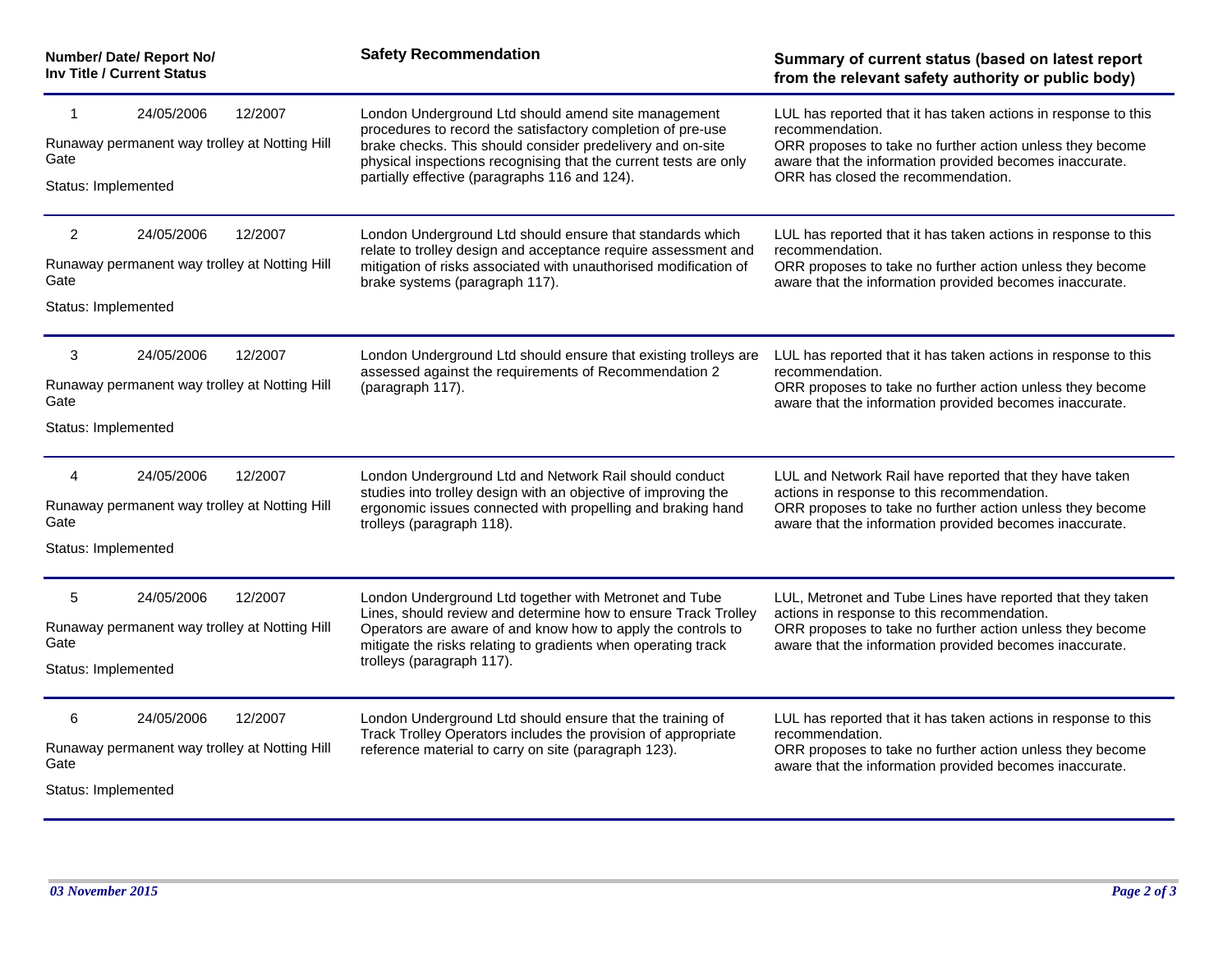| Number/ Date/ Report No/ Inv Title / Current Status | Safety Recommendation | Summary of current status (based on latest report from the relevant safety authority or public body) |
|---|---|---|
| 1 24/05/2006 12/2007<br>Runaway permanent way trolley at Notting Hill Gate<br>Status: Implemented | London Underground Ltd should amend site management procedures to record the satisfactory completion of pre-use brake checks. This should consider predelivery and on-site physical inspections recognising that the current tests are only partially effective (paragraphs 116 and 124). | LUL has reported that it has taken actions in response to this recommendation.<br>ORR proposes to take no further action unless they become aware that the information provided becomes inaccurate.<br>ORR has closed the recommendation. |
| 2 24/05/2006 12/2007<br>Runaway permanent way trolley at Notting Hill Gate<br>Status: Implemented | London Underground Ltd should ensure that standards which relate to trolley design and acceptance require assessment and mitigation of risks associated with unauthorised modification of brake systems (paragraph 117). | LUL has reported that it has taken actions in response to this recommendation.<br>ORR proposes to take no further action unless they become aware that the information provided becomes inaccurate. |
| 3 24/05/2006 12/2007<br>Runaway permanent way trolley at Notting Hill Gate<br>Status: Implemented | London Underground Ltd should ensure that existing trolleys are assessed against the requirements of Recommendation 2 (paragraph 117). | LUL has reported that it has taken actions in response to this recommendation.<br>ORR proposes to take no further action unless they become aware that the information provided becomes inaccurate. |
| 4 24/05/2006 12/2007<br>Runaway permanent way trolley at Notting Hill Gate<br>Status: Implemented | London Underground Ltd and Network Rail should conduct studies into trolley design with an objective of improving the ergonomic issues connected with propelling and braking hand trolleys (paragraph 118). | LUL and Network Rail have reported that they have taken actions in response to this recommendation.<br>ORR proposes to take no further action unless they become aware that the information provided becomes inaccurate. |
| 5 24/05/2006 12/2007<br>Runaway permanent way trolley at Notting Hill Gate<br>Status: Implemented | London Underground Ltd together with Metronet and Tube Lines, should review and determine how to ensure Track Trolley Operators are aware of and know how to apply the controls to mitigate the risks relating to gradients when operating track trolleys (paragraph 117). | LUL, Metronet and Tube Lines have reported that they taken actions in response to this recommendation.<br>ORR proposes to take no further action unless they become aware that the information provided becomes inaccurate. |
| 6 24/05/2006 12/2007<br>Runaway permanent way trolley at Notting Hill Gate<br>Status: Implemented | London Underground Ltd should ensure that the training of Track Trolley Operators includes the provision of appropriate reference material to carry on site (paragraph 123). | LUL has reported that it has taken actions in response to this recommendation.<br>ORR proposes to take no further action unless they become aware that the information provided becomes inaccurate. |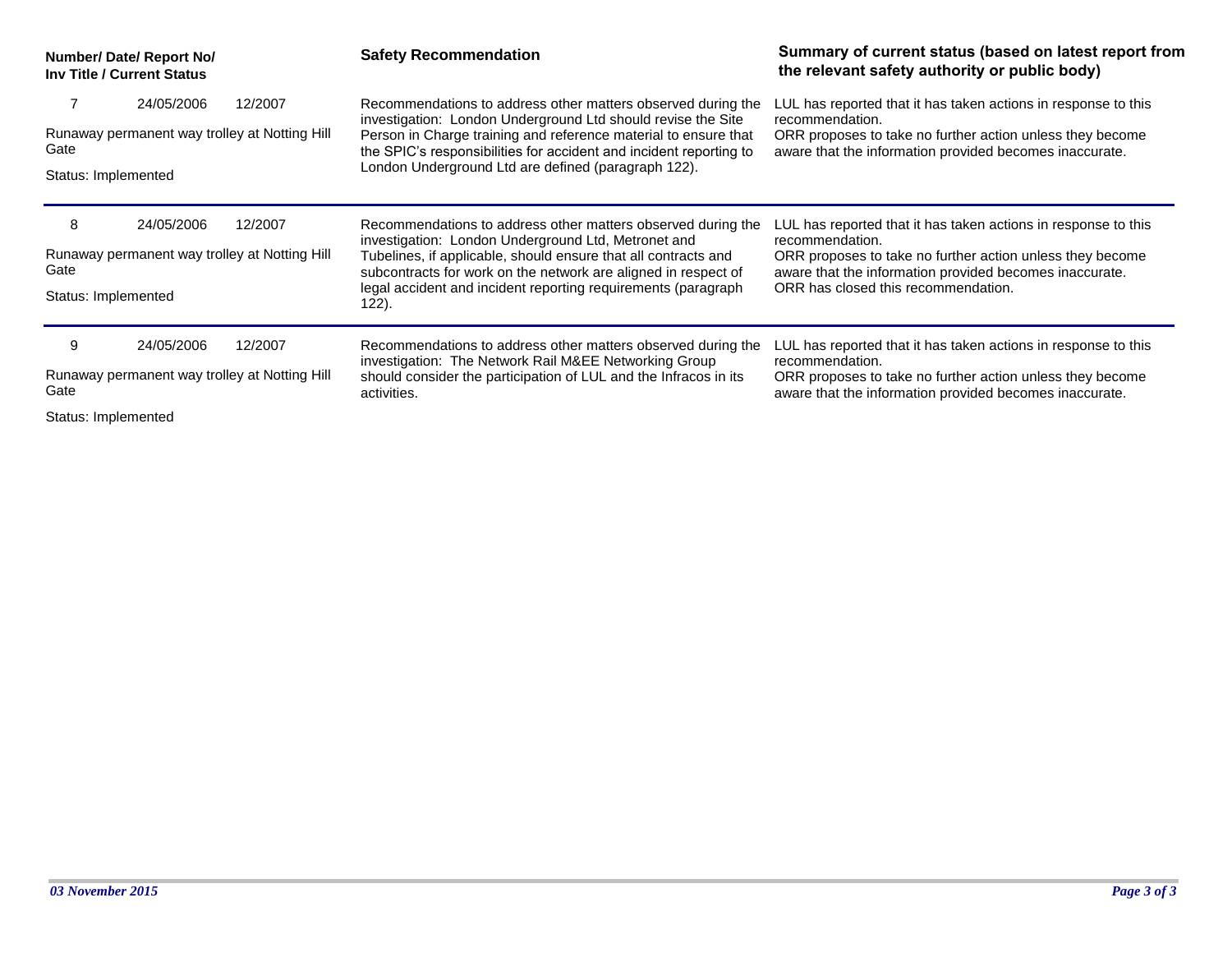| Number/ Date/ Report No/ Inv Title / Current Status | Safety Recommendation | Summary of current status (based on latest report from the relevant safety authority or public body) |
|---|---|---|
| 7 24/05/2006 12/2007<br>Runaway permanent way trolley at Notting Hill Gate<br>Status: Implemented | Recommendations to address other matters observed during the investigation: London Underground Ltd should revise the Site Person in Charge training and reference material to ensure that the SPIC's responsibilities for accident and incident reporting to London Underground Ltd are defined (paragraph 122). | LUL has reported that it has taken actions in response to this recommendation.<br>ORR proposes to take no further action unless they become aware that the information provided becomes inaccurate. |
| 8 24/05/2006 12/2007<br>Runaway permanent way trolley at Notting Hill Gate<br>Status: Implemented | Recommendations to address other matters observed during the investigation: London Underground Ltd, Metronet and Tubelines, if applicable, should ensure that all contracts and subcontracts for work on the network are aligned in respect of legal accident and incident reporting requirements (paragraph 122). | LUL has reported that it has taken actions in response to this recommendation.<br>ORR proposes to take no further action unless they become aware that the information provided becomes inaccurate.<br>ORR has closed this recommendation. |
| 9 24/05/2006 12/2007<br>Runaway permanent way trolley at Notting Hill Gate<br>Status: Implemented | Recommendations to address other matters observed during the investigation: The Network Rail M&EE Networking Group should consider the participation of LUL and the Infracos in its activities. | LUL has reported that it has taken actions in response to this recommendation.<br>ORR proposes to take no further action unless they become aware that the information provided becomes inaccurate. |

*03 November 2015*